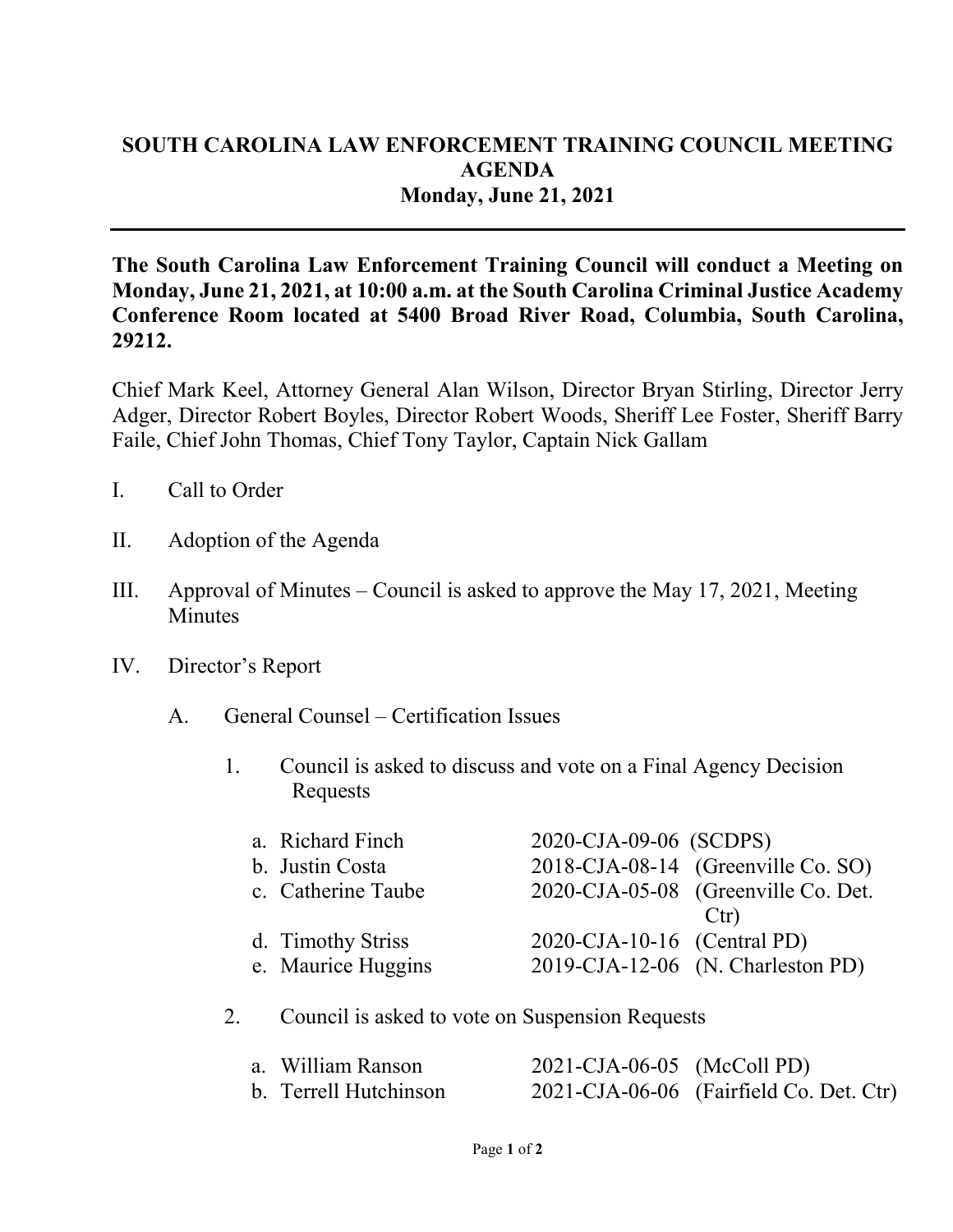# SOUTH CAROLINA LAW ENFORCEMENT TRAINING COUNCIL MEETING AGENDA

## Monday, June 21, 2021

---

**The South Carolina Law Enforcement Training Council will conduct a Meeting on Monday, June 21, 2021, at 10:00 a.m. at the South Carolina Criminal Justice Academy Conference Room located at 5400 Broad River Road, Columbia, South Carolina, 29212.**

Chief Mark Keel, Attorney General Alan Wilson, Director Bryan Stirling, Director Jerry Adger, Director Robert Boyles, Director Robert Woods, Sheriff Lee Foster, Sheriff Barry Faile, Chief John Thomas, Chief Tony Taylor, Captain Nick Gallam

I. Call to Order

II. Adoption of the Agenda

III. Approval of Minutes – Council is asked to approve the May 17, 2021, Meeting Minutes

IV. Director's Report

   A. General Counsel – Certification Issues

      1. Council is asked to discuss and vote on a Final Agency Decision Requests

         a. Richard Finch 2020-CJA-09-06 (SCDPS)
         b. Justin Costa 2018-CJA-08-14 (Greenville Co. SO)
         c. Catherine Taube 2020-CJA-05-08 (Greenville Co. Det. Ctr)
         d. Timothy Striss 2020-CJA-10-16 (Central PD)
         e. Maurice Huggins 2019-CJA-12-06 (N. Charleston PD)

      2. Council is asked to vote on Suspension Requests

         a. William Ranson 2021-CJA-06-05 (McColl PD)
         b. Terrell Hutchinson 2021-CJA-06-06 (Fairfield Co. Det. Ctr)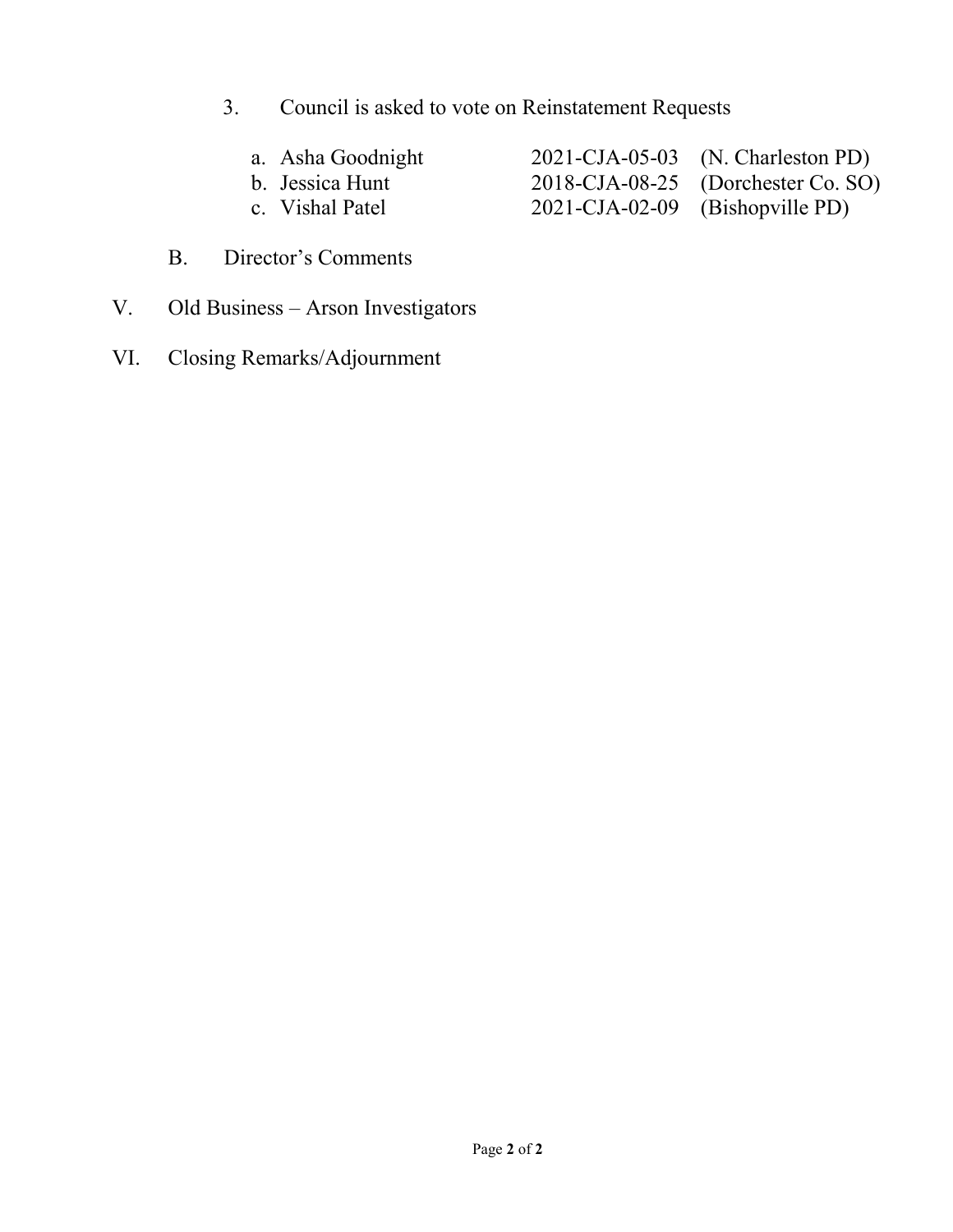3. Council is asked to vote on Reinstatement Requests

   a. Asha Goodnight 2021-CJA-05-03 (N. Charleston PD)
   b. Jessica Hunt 2018-CJA-08-25 (Dorchester Co. SO)
   c. Vishal Patel 2021-CJA-02-09 (Bishopville PD)

B. Director's Comments

V. Old Business – Arson Investigators

VI. Closing Remarks/Adjournment